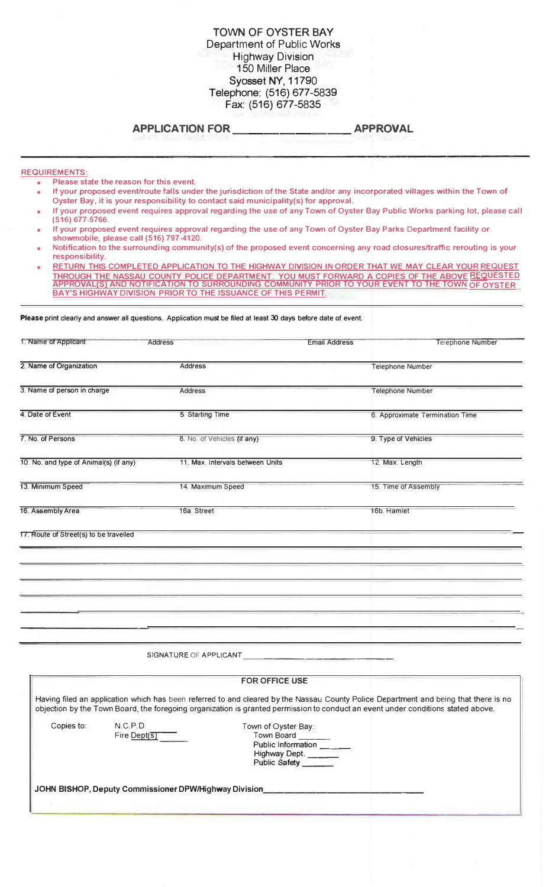# TOWN OF OYSTER BAY

Department of Public Works
Highway Division
150 Miller Place
Syosset NY, 11790
Telephone: (516) 677-5839
Fax: (516) 677-5835

## APPLICATION FOR ________________ APPROVAL

REQUIREMENTS:

- Please state the reason for this event.
- If your proposed event/route falls under the jurisdiction of the State and/or any incorporated villages within the Town of Oyster Bay, it is your responsibility to contact said municipality(s) for approval.
- If your proposed event requires approval regarding the use of any Town of Oyster Bay Public Works parking lot, please call (516) 677-5766.
- If your proposed event requires approval regarding the use of any Town of Oyster Bay Parks Department facility or showmobile, please call (516) 797-4120.
- Notification to the surrounding community(s) of the proposed event concerning any road closures/traffic rerouting is your responsibility.
- RETURN THIS COMPLETED APPLICATION TO THE HIGHWAY DIVISION IN ORDER THAT WE MAY CLEAR YOUR REQUEST THROUGH THE NASSAU COUNTY POLICE DEPARTMENT. YOU MUST FORWARD A COPIES OF THE ABOVE REQUESTED APPROVAL(S) AND NOTIFICATION TO SURROUNDING COMMUNITY PRIOR TO YOUR EVENT TO THE TOWN OF OYSTER BAY'S HIGHWAY DIVISION PRIOR TO THE ISSUANCE OF THIS PERMIT.

**Please** print clearly and answer all questions. Application must be filed at least 30 days before date of event.

1. Name of Applicant ________ Address ________ Email Address ________ Telephone Number ________

2. Name of Organization ________ Address ________ Telephone Number ________

3. Name of person in charge ________ Address ________ Telephone Number ________

4. Date of Event ________ 5. Starting Time ________ 6. Approximate Termination Time ________

7. No. of Persons ________ 8. No. of Vehicles (if any) ________ 9. Type of Vehicles ________

10. No. and type of Animal(s) (if any) ________ 11. Max. Intervals between Units ________ 12. Max. Length ________

13. Minimum Speed ________ 14. Maximum Speed ________ 15. Time of Assembly ________

16. Assembly Area ________ 16a. Street ________ 16b. Hamlet ________

17. Route of Street(s) to be travelled ____________________________________________

________________________________________________________________

________________________________________________________________

________________________________________________________________

________________________________________________________________

________________________________________________________________

SIGNATURE OF APPLICANT ______________________________

**FOR OFFICE USE**

Having filed an application which has been referred to and cleared by the Nassau County Police Department and being that there is no objection by the Town Board, the foregoing organization is granted permission to conduct an event under conditions stated above.

Copies to:
N.C.P.D. ______
Fire Dept(s) ______

Town of Oyster Bay:
Town Board ______
Public Information ______
Highway Dept. ______
Public Safety ______

**JOHN BISHOP, Deputy Commissioner DPW/Highway Division** ______________________________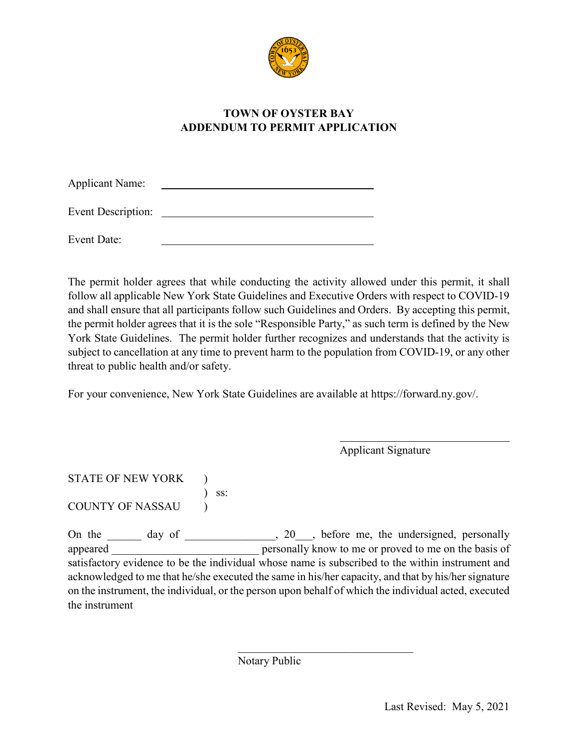# TOWN OF OYSTER BAY
## ADDENDUM TO PERMIT APPLICATION

Applicant Name: ______________________________________

Event Description: ______________________________________

Event Date: ______________________________________

The permit holder agrees that while conducting the activity allowed under this permit, it shall follow all applicable New York State Guidelines and Executive Orders with respect to COVID-19 and shall ensure that all participants follow such Guidelines and Orders. By accepting this permit, the permit holder agrees that it is the sole "Responsible Party," as such term is defined by the New York State Guidelines. The permit holder further recognizes and understands that the activity is subject to cancellation at any time to prevent harm to the population from COVID-19, or any other threat to public health and/or safety.

For your convenience, New York State Guidelines are available at https://forward.ny.gov/.

______________________________
Applicant Signature

STATE OF NEW YORK )
) ss:
COUNTY OF NASSAU )

On the ______ day of ________________, 20___, before me, the undersigned, personally appeared __________________________ personally know to me or proved to me on the basis of satisfactory evidence to be the individual whose name is subscribed to the within instrument and acknowledged to me that he/she executed the same in his/her capacity, and that by his/her signature on the instrument, the individual, or the person upon behalf of which the individual acted, executed the instrument

______________________________
Notary Public

Last Revised: May 5, 2021